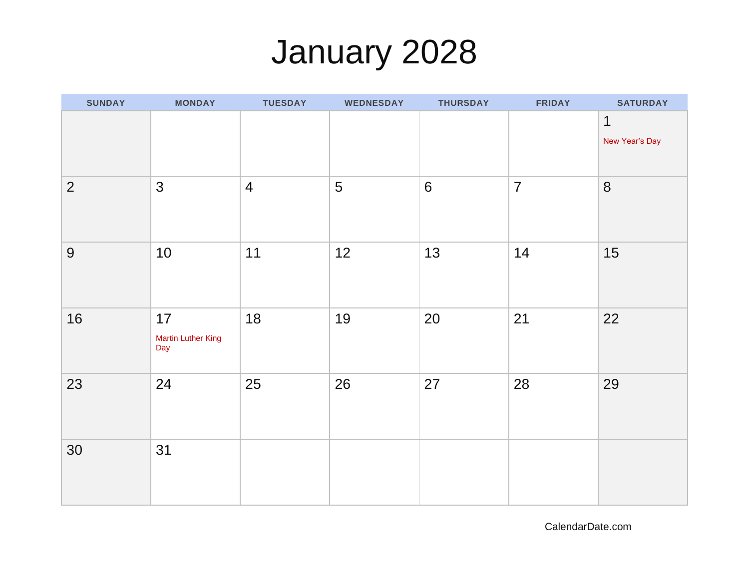# January 2028

| SUNDAY | MONDAY | TUESDAY | WEDNESDAY | THURSDAY | FRIDAY | SATURDAY |
|---|---|---|---|---|---|---|
| | | | | | | 1 New Year's Day |
| 2 | 3 | 4 | 5 | 6 | 7 | 8 |
| 9 | 10 | 11 | 12 | 13 | 14 | 15 |
| 16 | 17 Martin Luther King Day | 18 | 19 | 20 | 21 | 22 |
| 23 | 24 | 25 | 26 | 27 | 28 | 29 |
| 30 | 31 | | | | | |

CalendarDate.com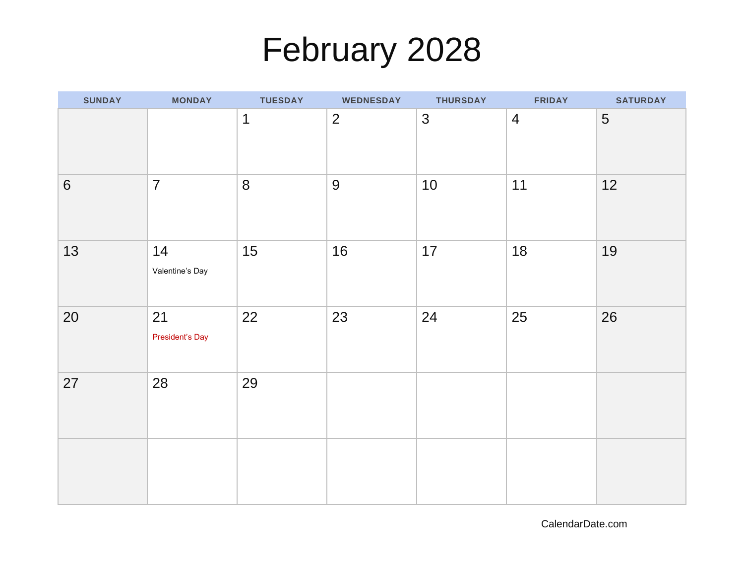# February 2028

| SUNDAY | MONDAY | TUESDAY | WEDNESDAY | THURSDAY | FRIDAY | SATURDAY |
|---|---|---|---|---|---|---|
| | | 1 | 2 | 3 | 4 | 5 |
| 6 | 7 | 8 | 9 | 10 | 11 | 12 |
| 13 | 14 Valentine’s Day | 15 | 16 | 17 | 18 | 19 |
| 20 | 21 President’s Day | 22 | 23 | 24 | 25 | 26 |
| 27 | 28 | 29 | | | | |
| | | | | | | |

CalendarDate.com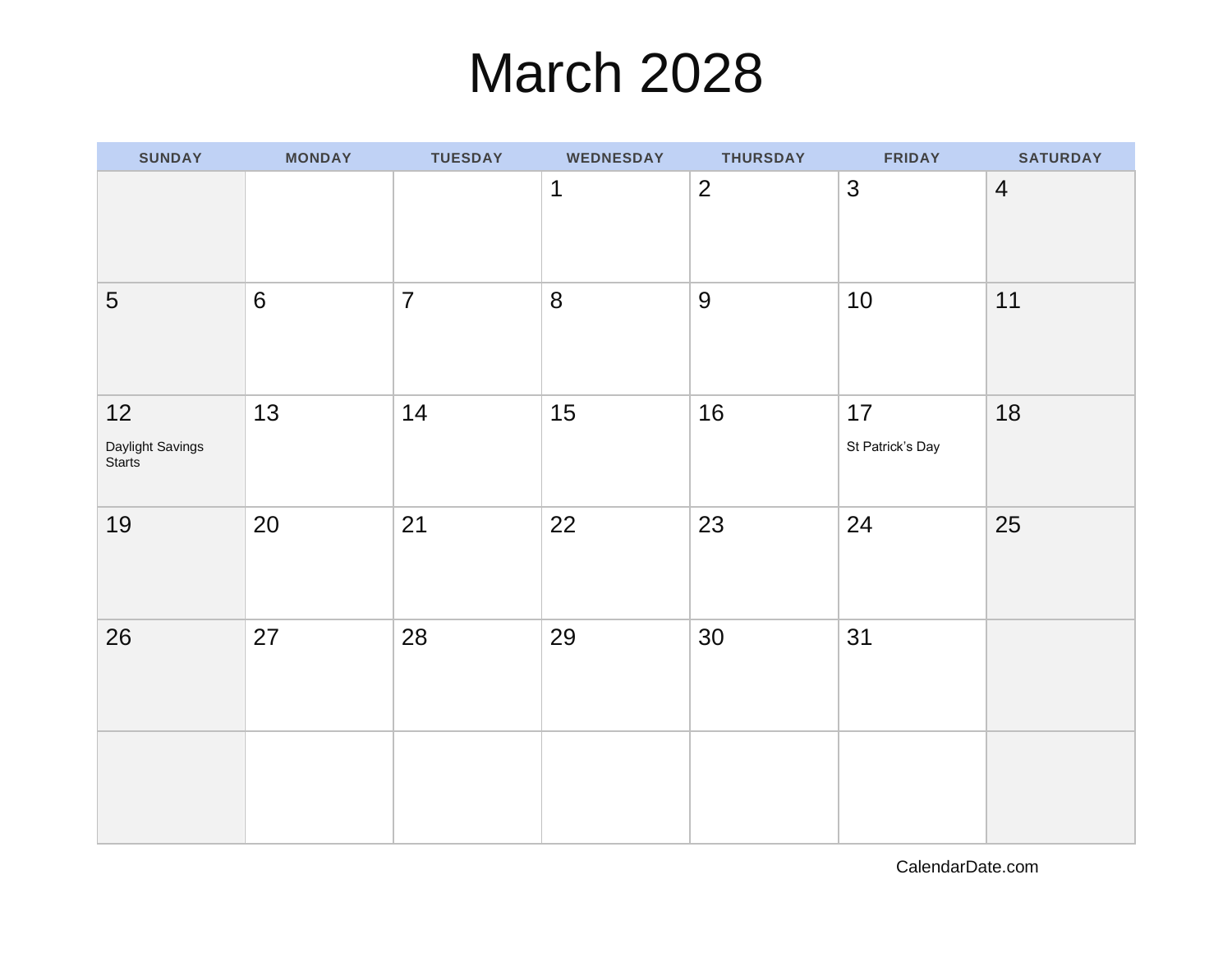# March 2028

| SUNDAY | MONDAY | TUESDAY | WEDNESDAY | THURSDAY | FRIDAY | SATURDAY |
|---|---|---|---|---|---|---|
| | | | 1 | 2 | 3 | 4 |
| 5 | 6 | 7 | 8 | 9 | 10 | 11 |
| 12 Daylight Savings Starts | 13 | 14 | 15 | 16 | 17 St Patrick’s Day | 18 |
| 19 | 20 | 21 | 22 | 23 | 24 | 25 |
| 26 | 27 | 28 | 29 | 30 | 31 | |
| | | | | | | |

CalendarDate.com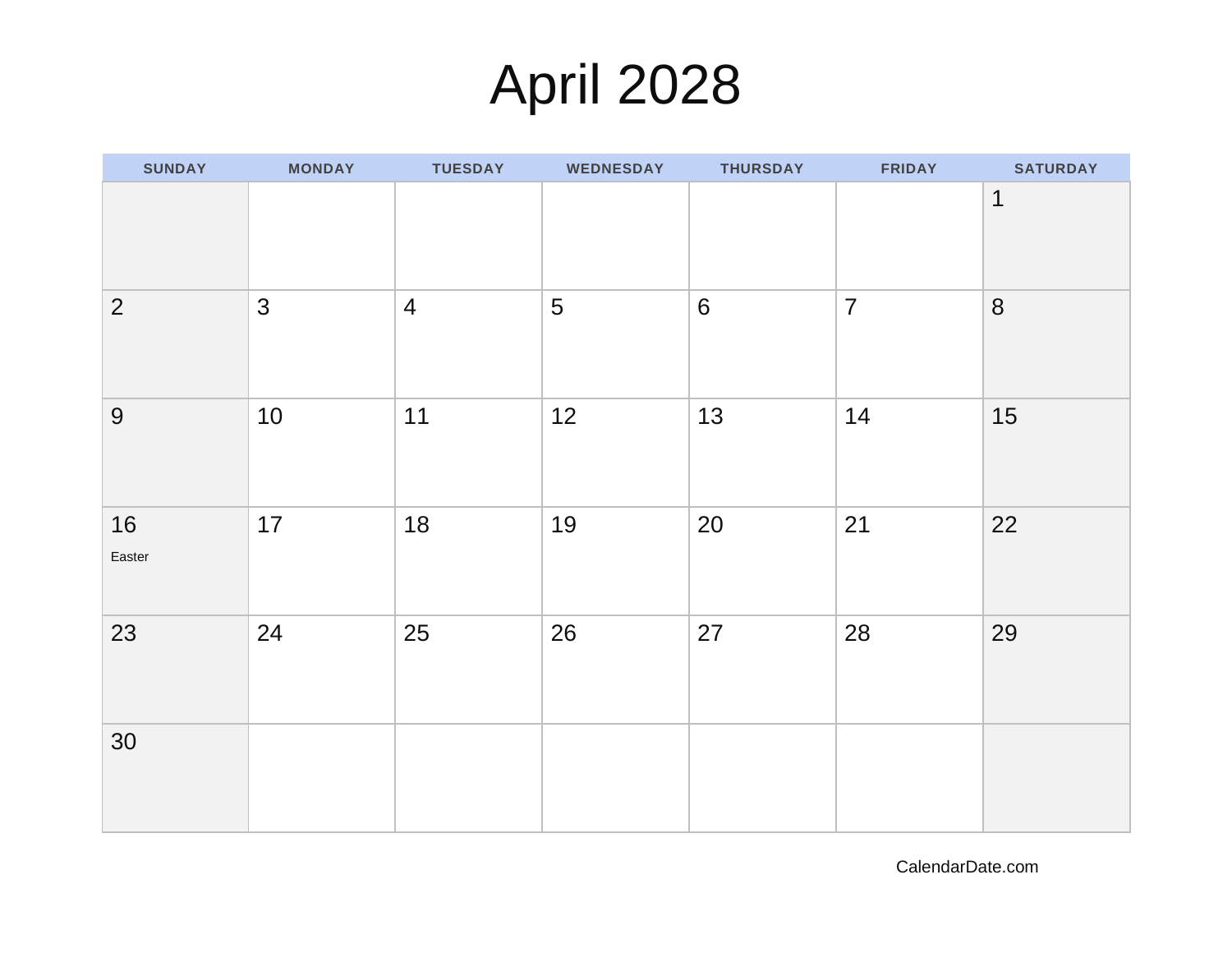# April 2028

| SUNDAY | MONDAY | TUESDAY | WEDNESDAY | THURSDAY | FRIDAY | SATURDAY |
|---|---|---|---|---|---|---|
| | | | | | | 1 |
| 2 | 3 | 4 | 5 | 6 | 7 | 8 |
| 9 | 10 | 11 | 12 | 13 | 14 | 15 |
| 16 Easter | 17 | 18 | 19 | 20 | 21 | 22 |
| 23 | 24 | 25 | 26 | 27 | 28 | 29 |
| 30 | | | | | | |

CalendarDate.com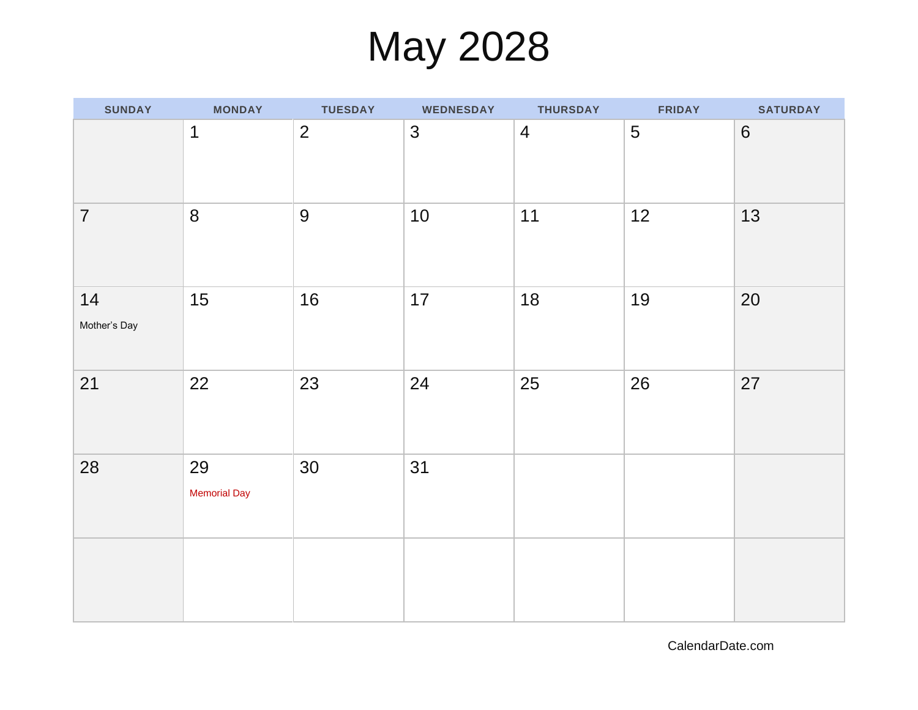# May 2028

| SUNDAY | MONDAY | TUESDAY | WEDNESDAY | THURSDAY | FRIDAY | SATURDAY |
|---|---|---|---|---|---|---|
| | 1 | 2 | 3 | 4 | 5 | 6 |
| 7 | 8 | 9 | 10 | 11 | 12 | 13 |
| 14 Mother's Day | 15 | 16 | 17 | 18 | 19 | 20 |
| 21 | 22 | 23 | 24 | 25 | 26 | 27 |
| 28 | 29 Memorial Day | 30 | 31 | | | |
| | | | | | | |

CalendarDate.com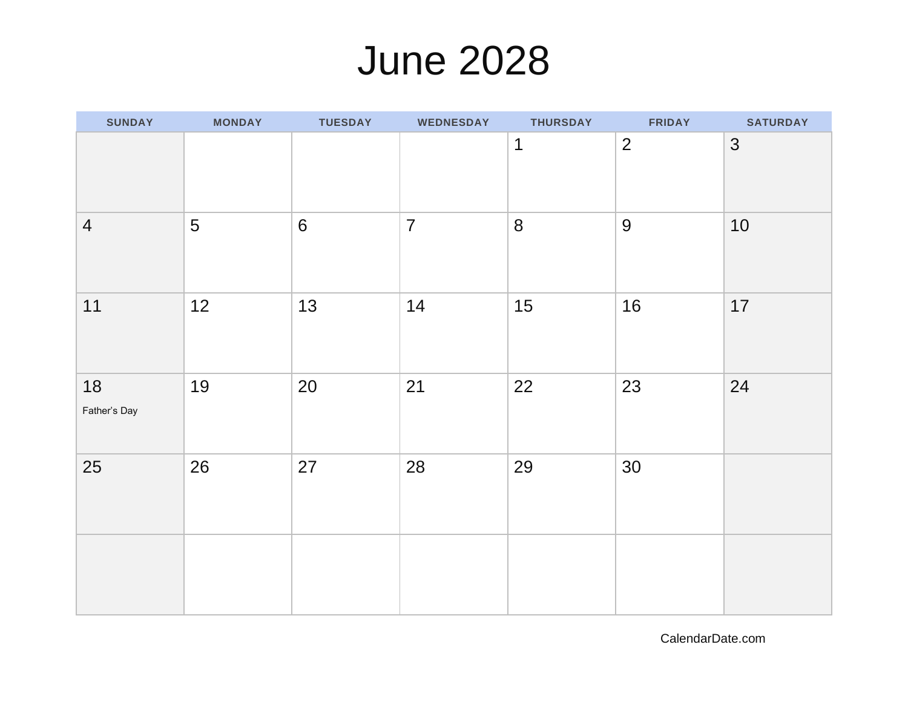# June 2028

| SUNDAY | MONDAY | TUESDAY | WEDNESDAY | THURSDAY | FRIDAY | SATURDAY |
|---|---|---|---|---|---|---|
| | | | | 1 | 2 | 3 |
| 4 | 5 | 6 | 7 | 8 | 9 | 10 |
| 11 | 12 | 13 | 14 | 15 | 16 | 17 |
| 18 Father's Day | 19 | 20 | 21 | 22 | 23 | 24 |
| 25 | 26 | 27 | 28 | 29 | 30 | |
| | | | | | | |

CalendarDate.com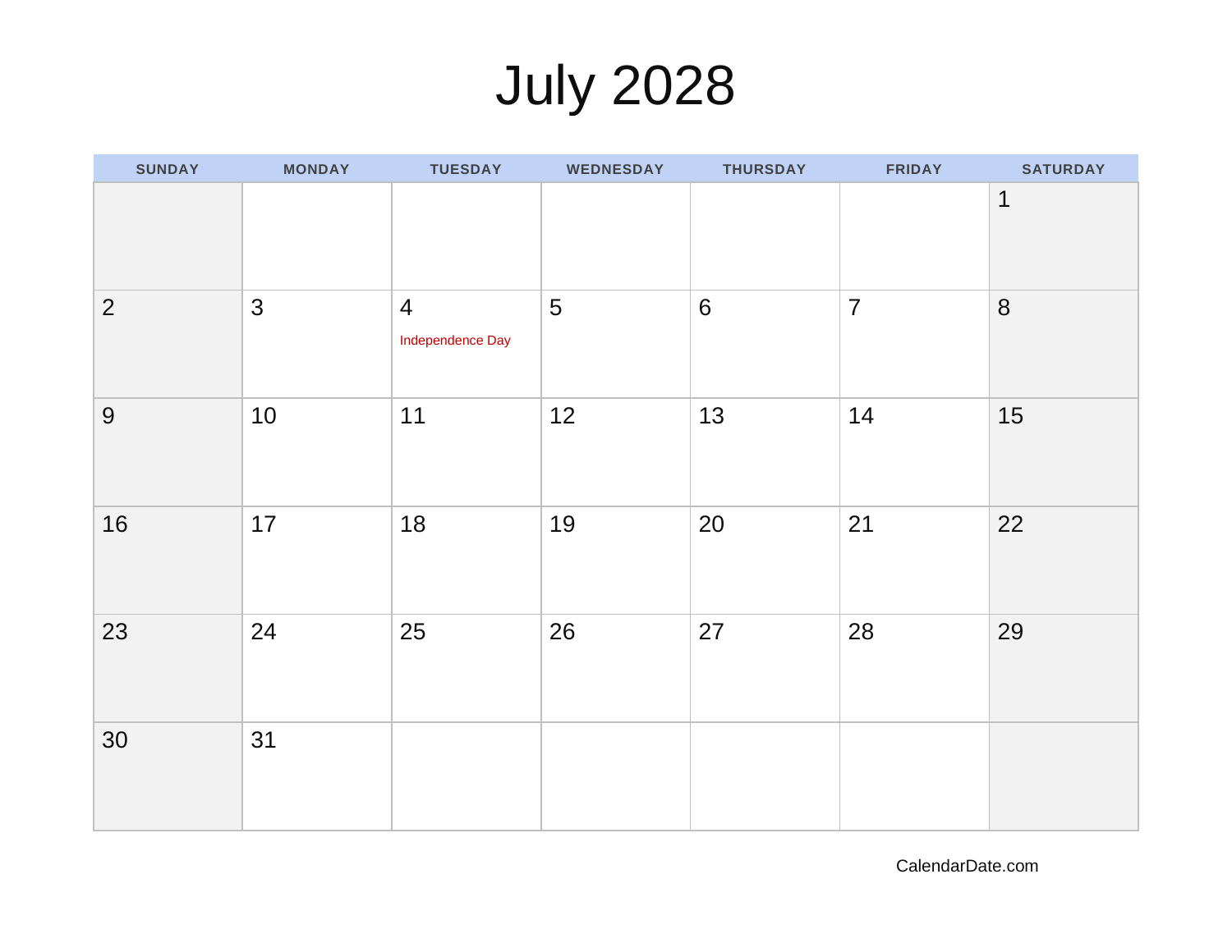# July 2028

| SUNDAY | MONDAY | TUESDAY | WEDNESDAY | THURSDAY | FRIDAY | SATURDAY |
|---|---|---|---|---|---|---|
| | | | | | | 1 |
| 2 | 3 | 4 Independence Day | 5 | 6 | 7 | 8 |
| 9 | 10 | 11 | 12 | 13 | 14 | 15 |
| 16 | 17 | 18 | 19 | 20 | 21 | 22 |
| 23 | 24 | 25 | 26 | 27 | 28 | 29 |
| 30 | 31 | | | | | |

CalendarDate.com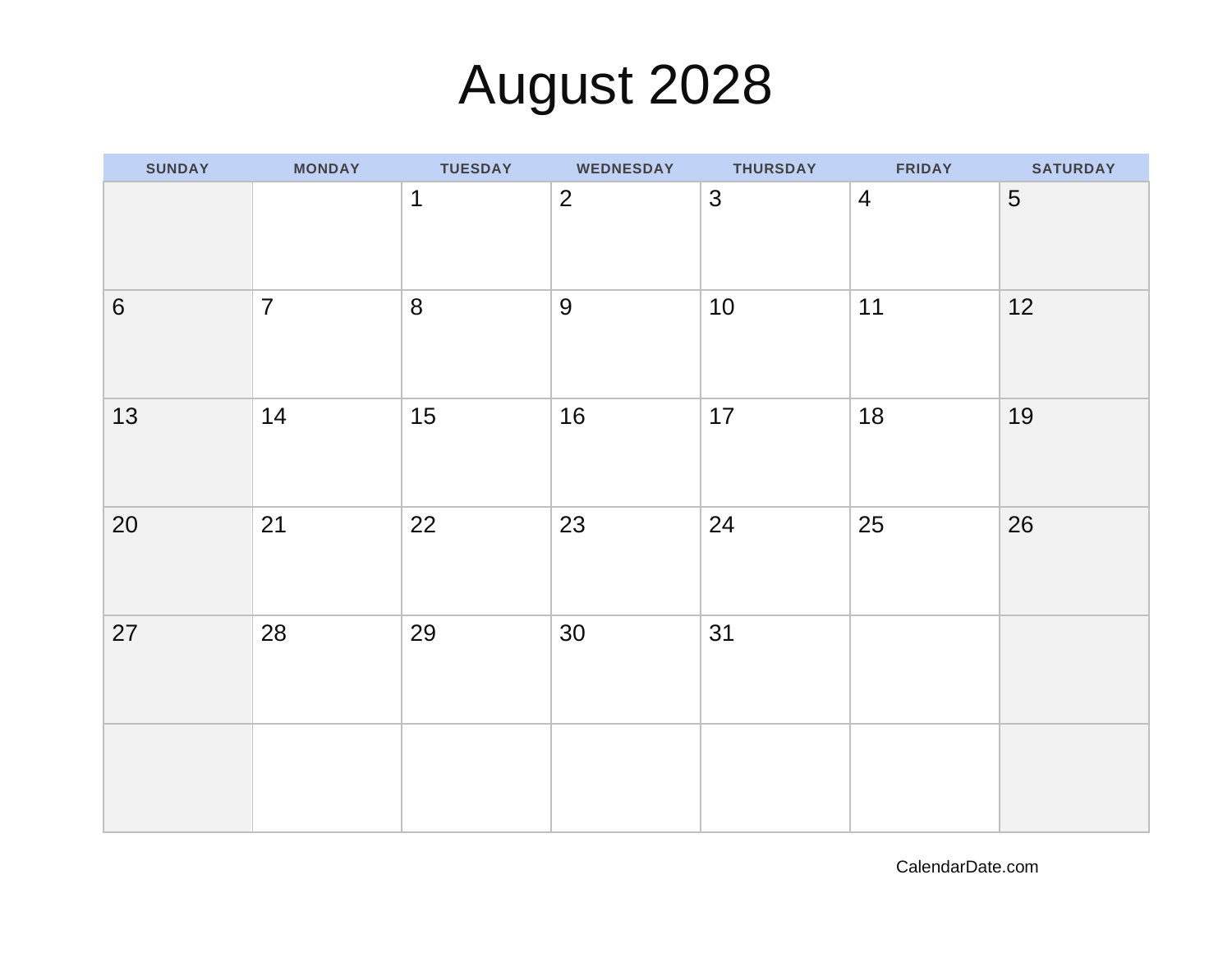# August 2028

| SUNDAY | MONDAY | TUESDAY | WEDNESDAY | THURSDAY | FRIDAY | SATURDAY |
|---|---|---|---|---|---|---|
| | | 1 | 2 | 3 | 4 | 5 |
| 6 | 7 | 8 | 9 | 10 | 11 | 12 |
| 13 | 14 | 15 | 16 | 17 | 18 | 19 |
| 20 | 21 | 22 | 23 | 24 | 25 | 26 |
| 27 | 28 | 29 | 30 | 31 | | |
| | | | | | | |

CalendarDate.com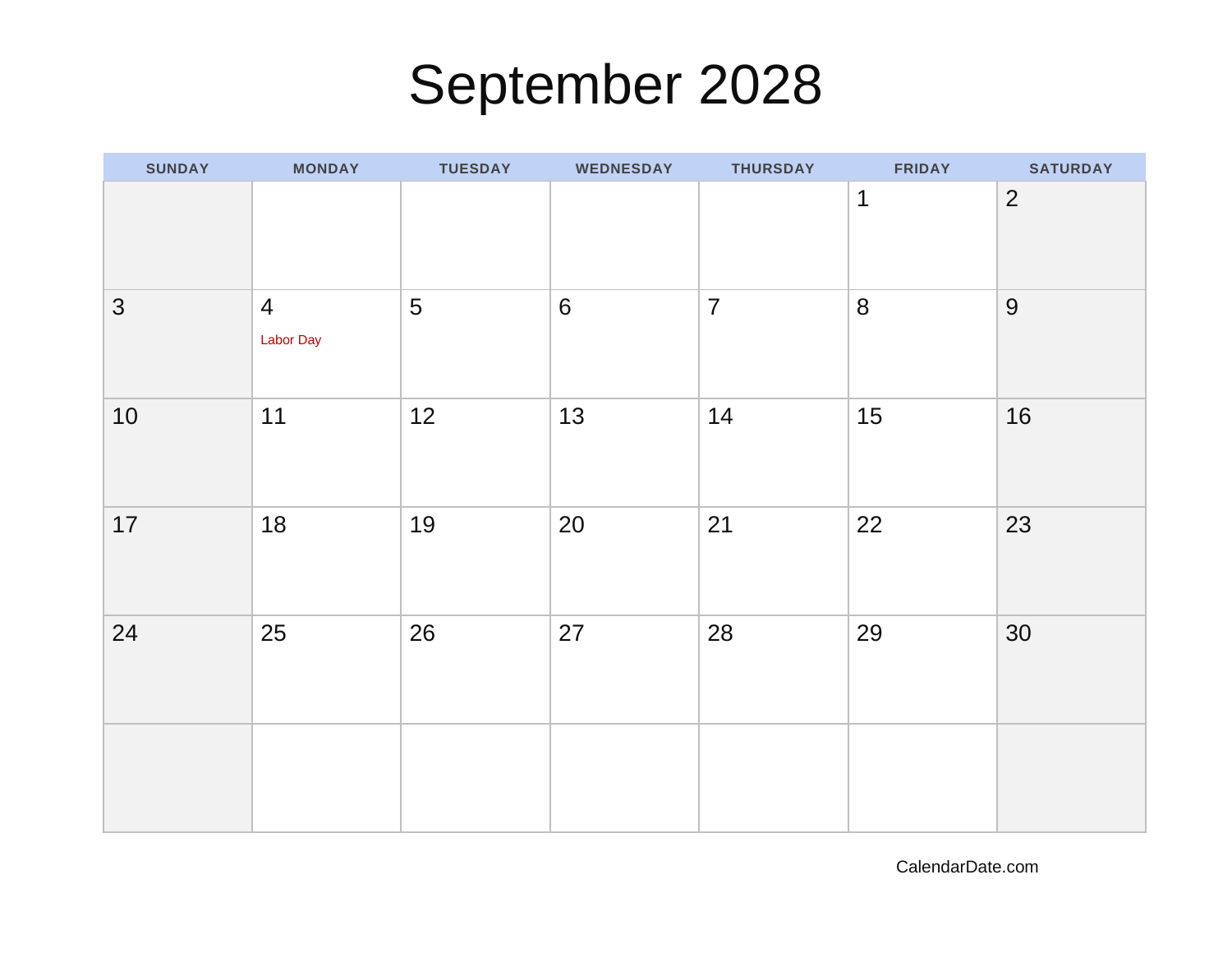# September 2028

| SUNDAY | MONDAY | TUESDAY | WEDNESDAY | THURSDAY | FRIDAY | SATURDAY |
|---|---|---|---|---|---|---|
| | | | | | 1 | 2 |
| 3 | 4 Labor Day | 5 | 6 | 7 | 8 | 9 |
| 10 | 11 | 12 | 13 | 14 | 15 | 16 |
| 17 | 18 | 19 | 20 | 21 | 22 | 23 |
| 24 | 25 | 26 | 27 | 28 | 29 | 30 |
| | | | | | | |

CalendarDate.com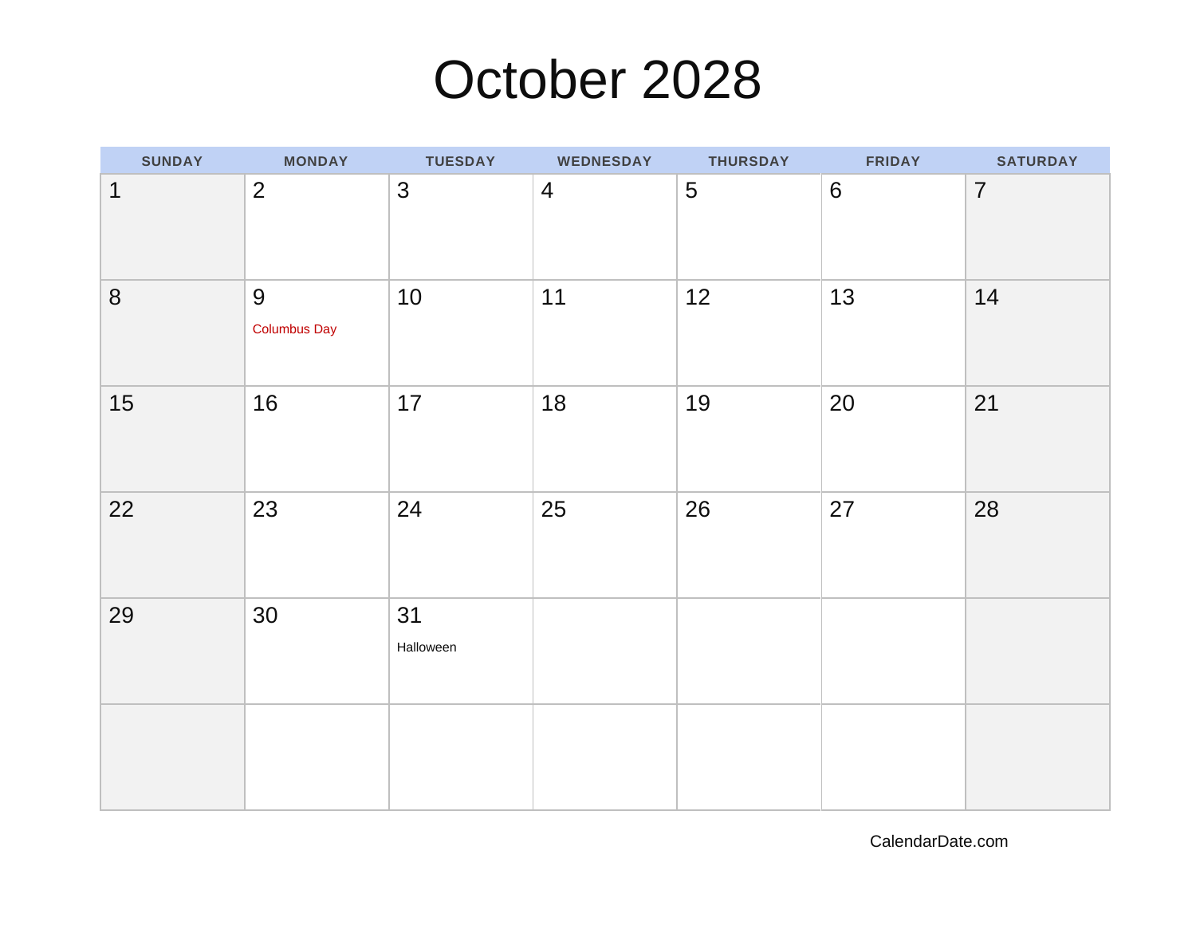# October 2028

| SUNDAY | MONDAY | TUESDAY | WEDNESDAY | THURSDAY | FRIDAY | SATURDAY |
| --- | --- | --- | --- | --- | --- | --- |
| 1 | 2 | 3 | 4 | 5 | 6 | 7 |
| 8 | 9 Columbus Day | 10 | 11 | 12 | 13 | 14 |
| 15 | 16 | 17 | 18 | 19 | 20 | 21 |
| 22 | 23 | 24 | 25 | 26 | 27 | 28 |
| 29 | 30 | 31 Halloween | | | | |
| | | | | | | |

CalendarDate.com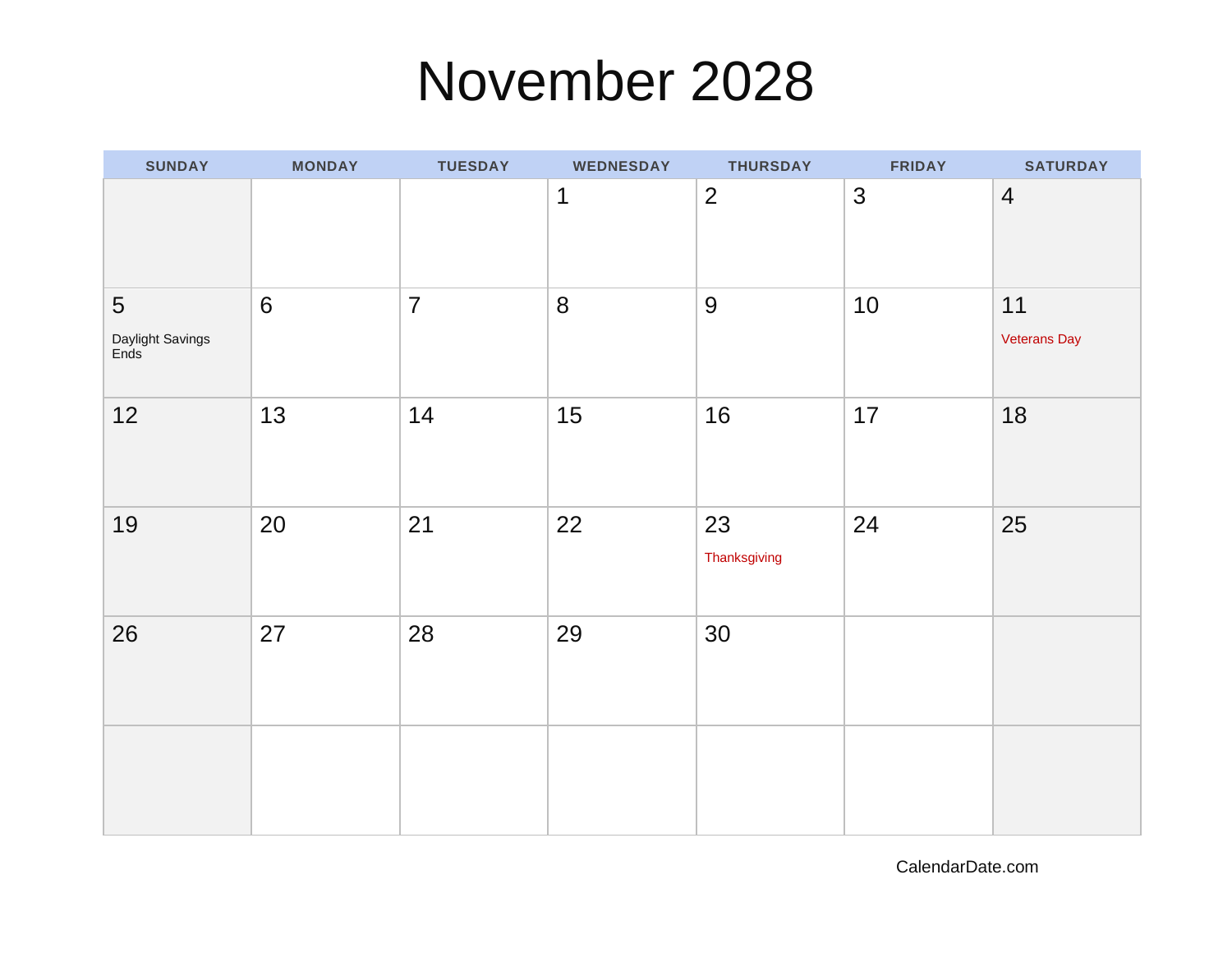# November 2028

| SUNDAY | MONDAY | TUESDAY | WEDNESDAY | THURSDAY | FRIDAY | SATURDAY |
|---|---|---|---|---|---|---|
| | | | 1 | 2 | 3 | 4 |
| 5 Daylight Savings Ends | 6 | 7 | 8 | 9 | 10 | 11 Veterans Day |
| 12 | 13 | 14 | 15 | 16 | 17 | 18 |
| 19 | 20 | 21 | 22 | 23 Thanksgiving | 24 | 25 |
| 26 | 27 | 28 | 29 | 30 | | |
| | | | | | | |

CalendarDate.com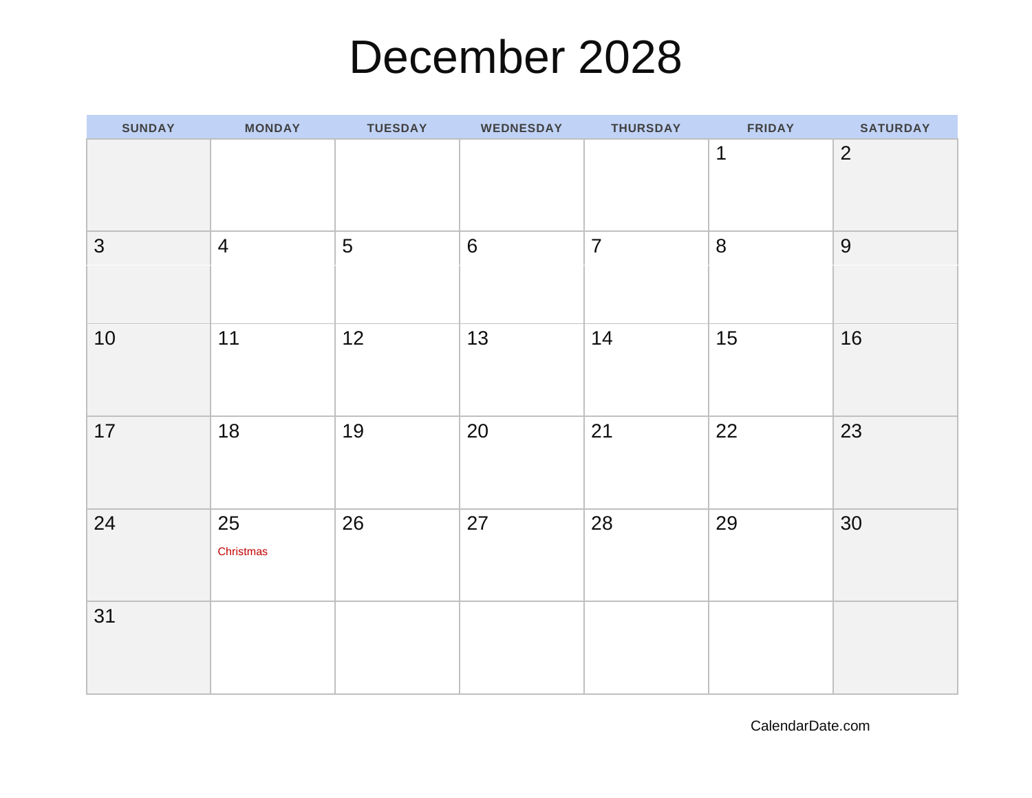# December 2028

| SUNDAY | MONDAY | TUESDAY | WEDNESDAY | THURSDAY | FRIDAY | SATURDAY |
|---|---|---|---|---|---|---|
| | | | | | 1 | 2 |
| 3 | 4 | 5 | 6 | 7 | 8 | 9 |
| 10 | 11 | 12 | 13 | 14 | 15 | 16 |
| 17 | 18 | 19 | 20 | 21 | 22 | 23 |
| 24 | 25 Christmas | 26 | 27 | 28 | 29 | 30 |
| 31 | | | | | | |

CalendarDate.com